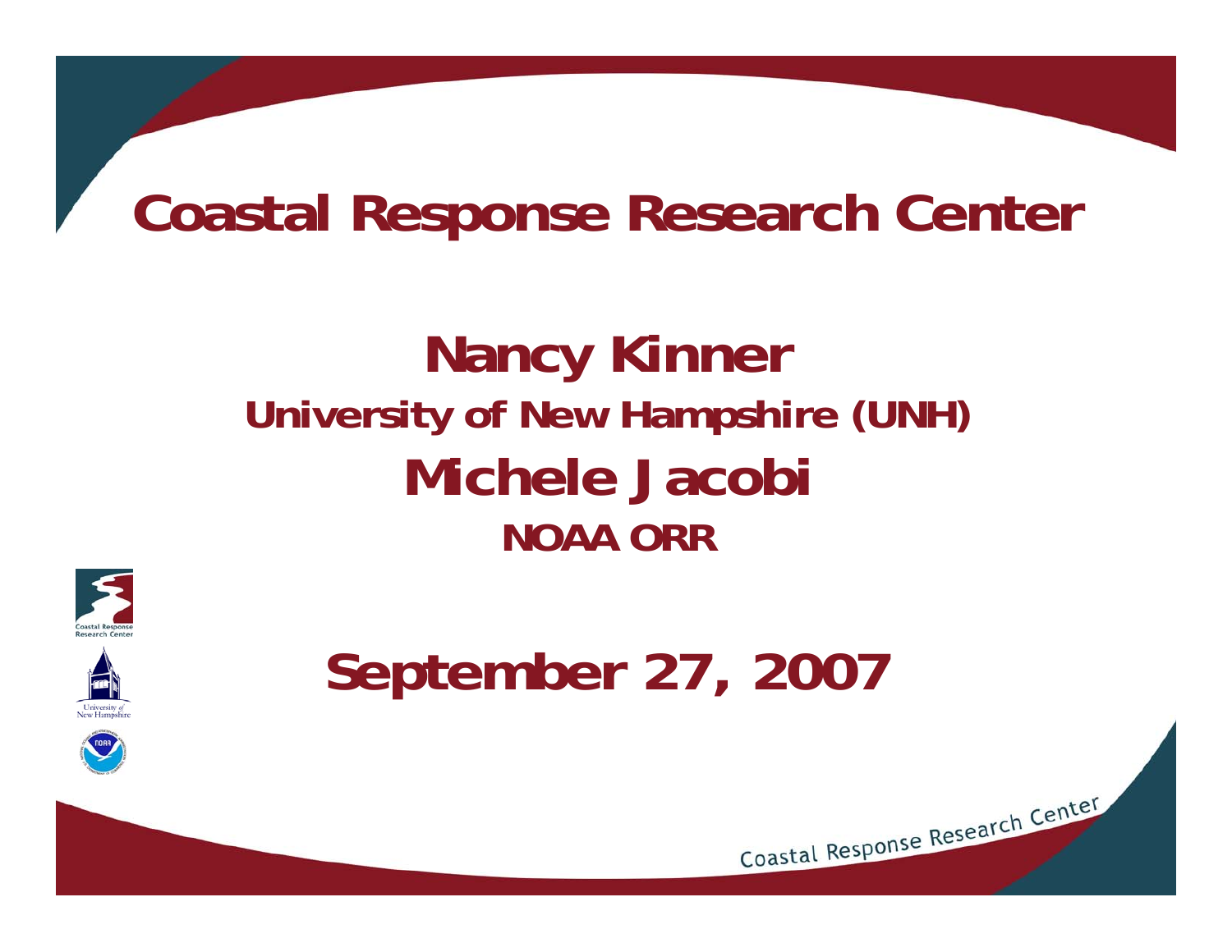# Coastal Response Research Center

## Nancy Kinner

**University of New Hampshire (UNH)**

## Michele Jacobi

**NOAA ORR**

## September 27, 2007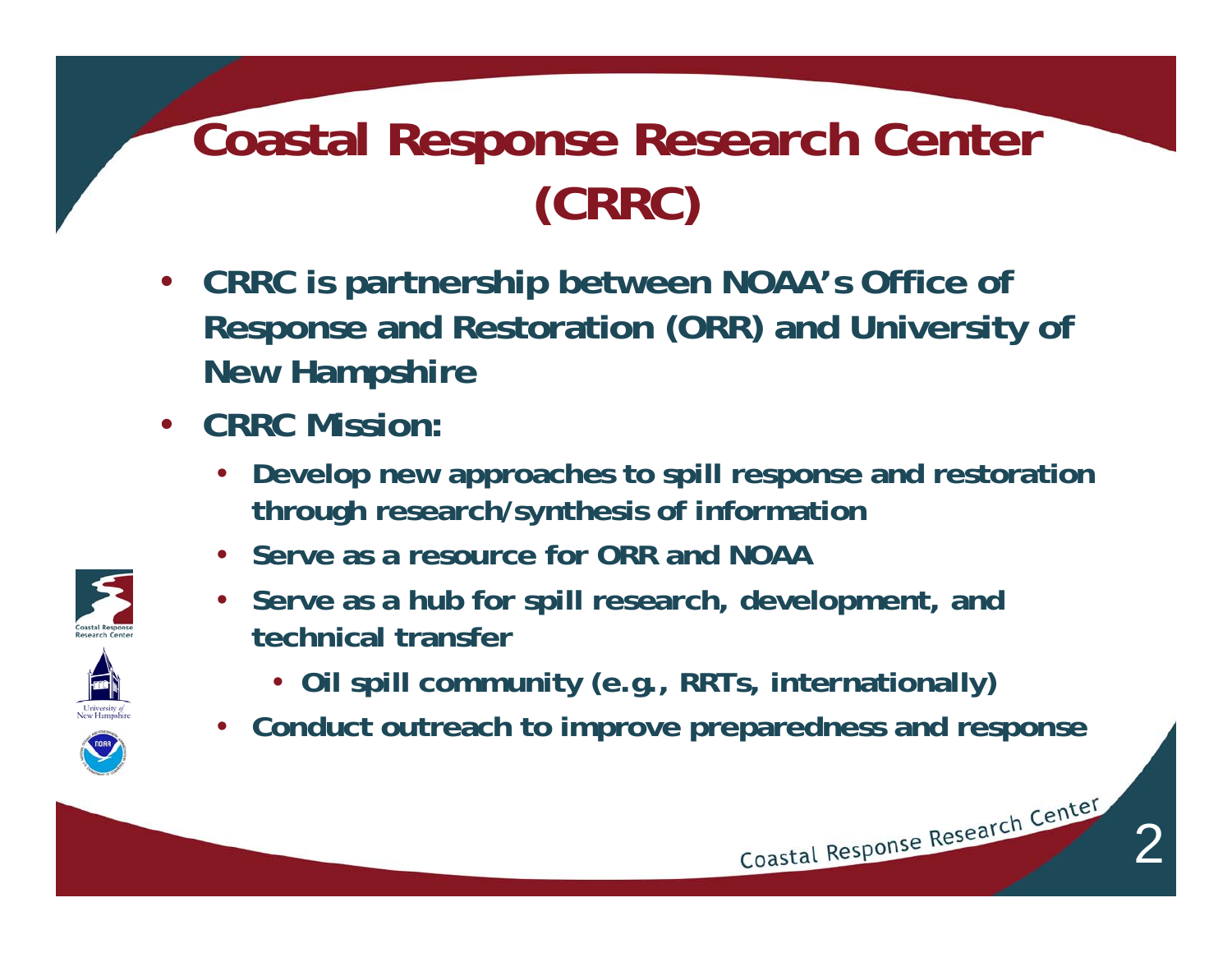# Coastal Response Research Center (CRRC)

- CRRC is partnership between NOAA's Office of Response and Restoration (ORR) and University of New Hampshire
- CRRC Mission:
  - Develop new approaches to spill response and restoration through research/synthesis of information
  - Serve as a resource for ORR and NOAA
  - Serve as a hub for spill research, development, and technical transfer
    - Oil spill community (e.g., RRTs, internationally)
  - Conduct outreach to improve preparedness and response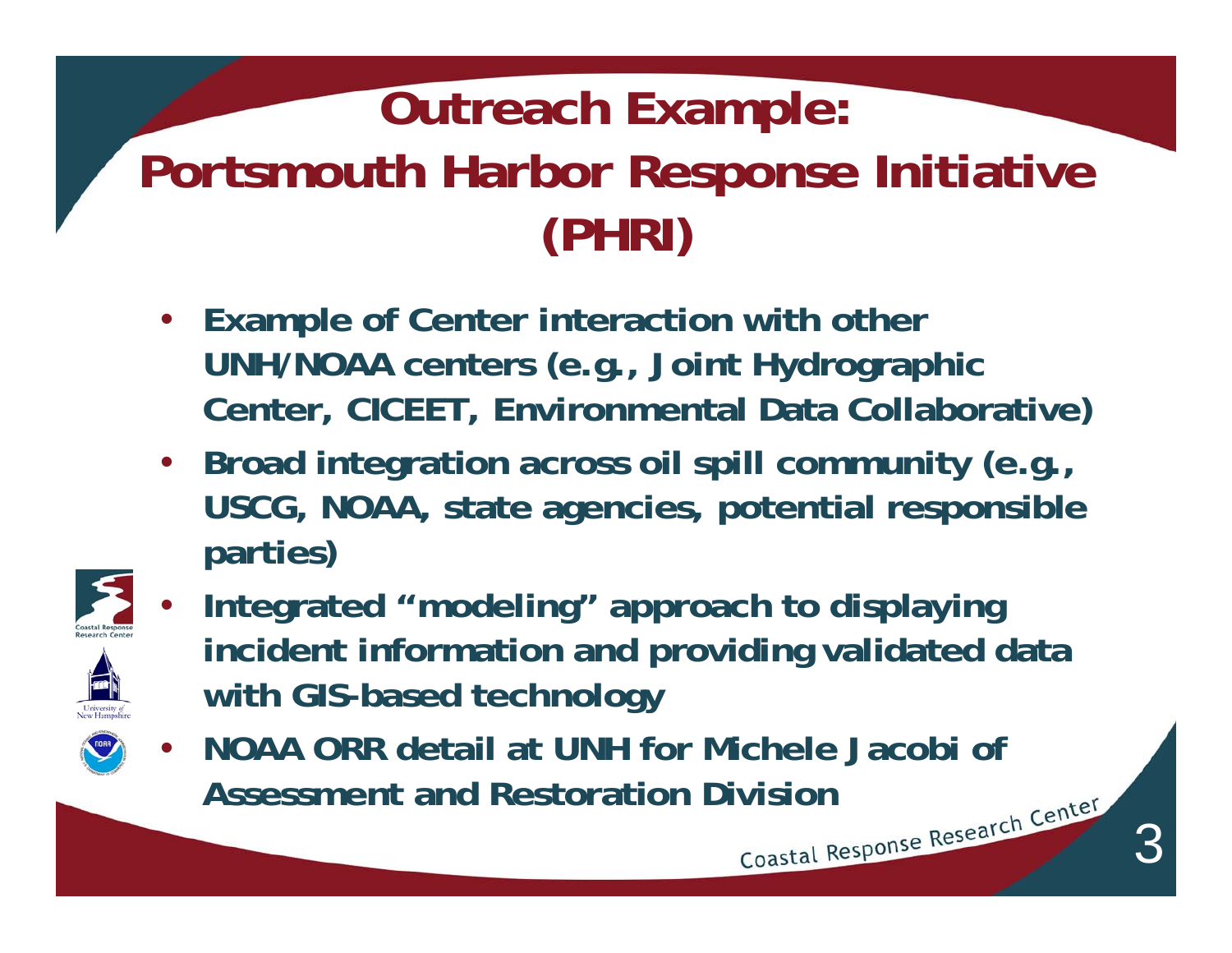# Outreach Example: Portsmouth Harbor Response Initiative (PHRI)

- **Example of Center interaction with other UNH/NOAA centers (e.g., Joint Hydrographic Center, CICEET, Environmental Data Collaborative)**
- **Broad integration across oil spill community (e.g., USCG, NOAA, state agencies, potential responsible parties)**
- **Integrated "modeling" approach to displaying incident information and providing validated data with GIS-based technology**
- **NOAA ORR detail at UNH for Michele Jacobi of Assessment and Restoration Division**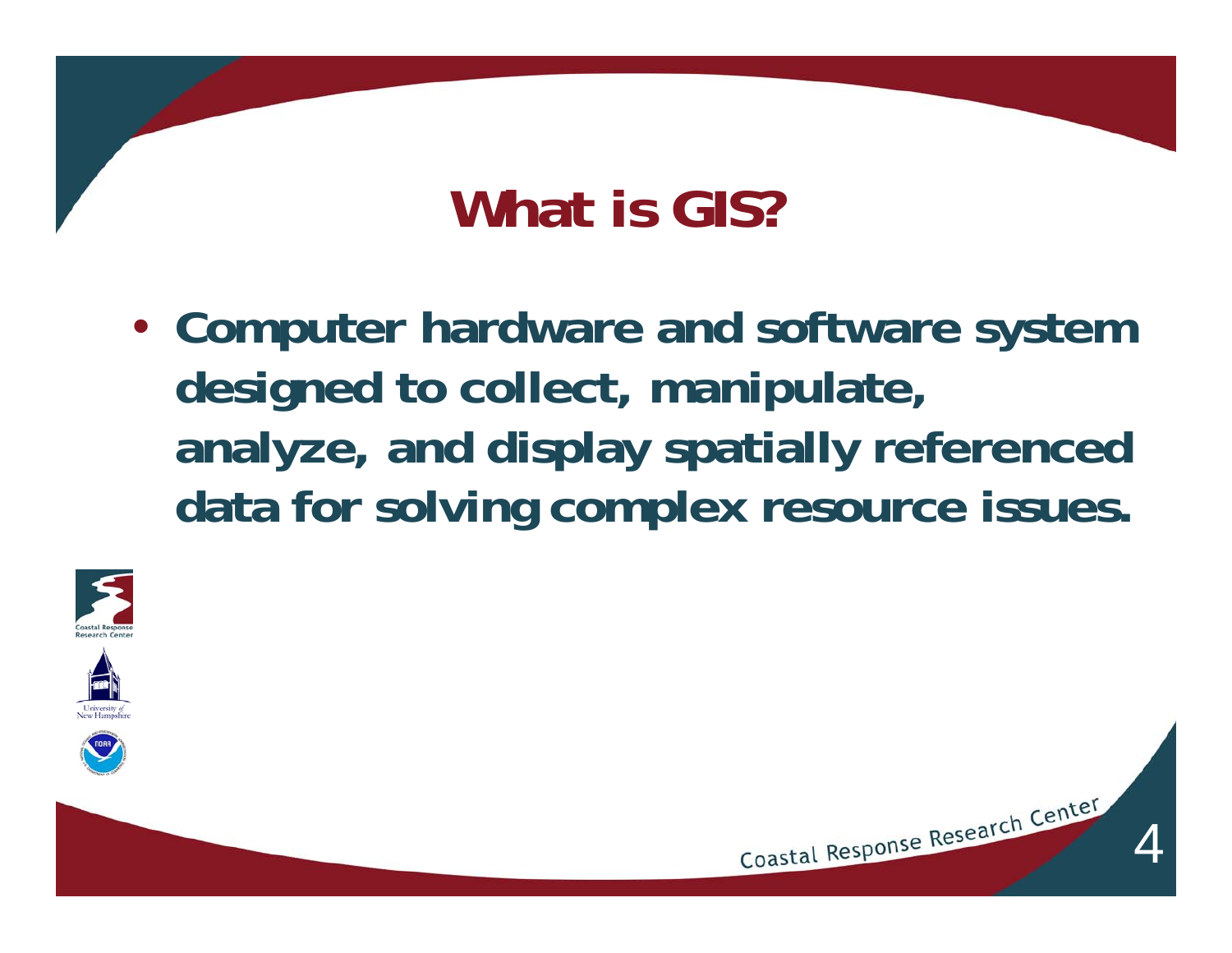# What is GIS?

- Computer hardware and software system designed to collect, manipulate, analyze, and display spatially referenced data for solving complex resource issues.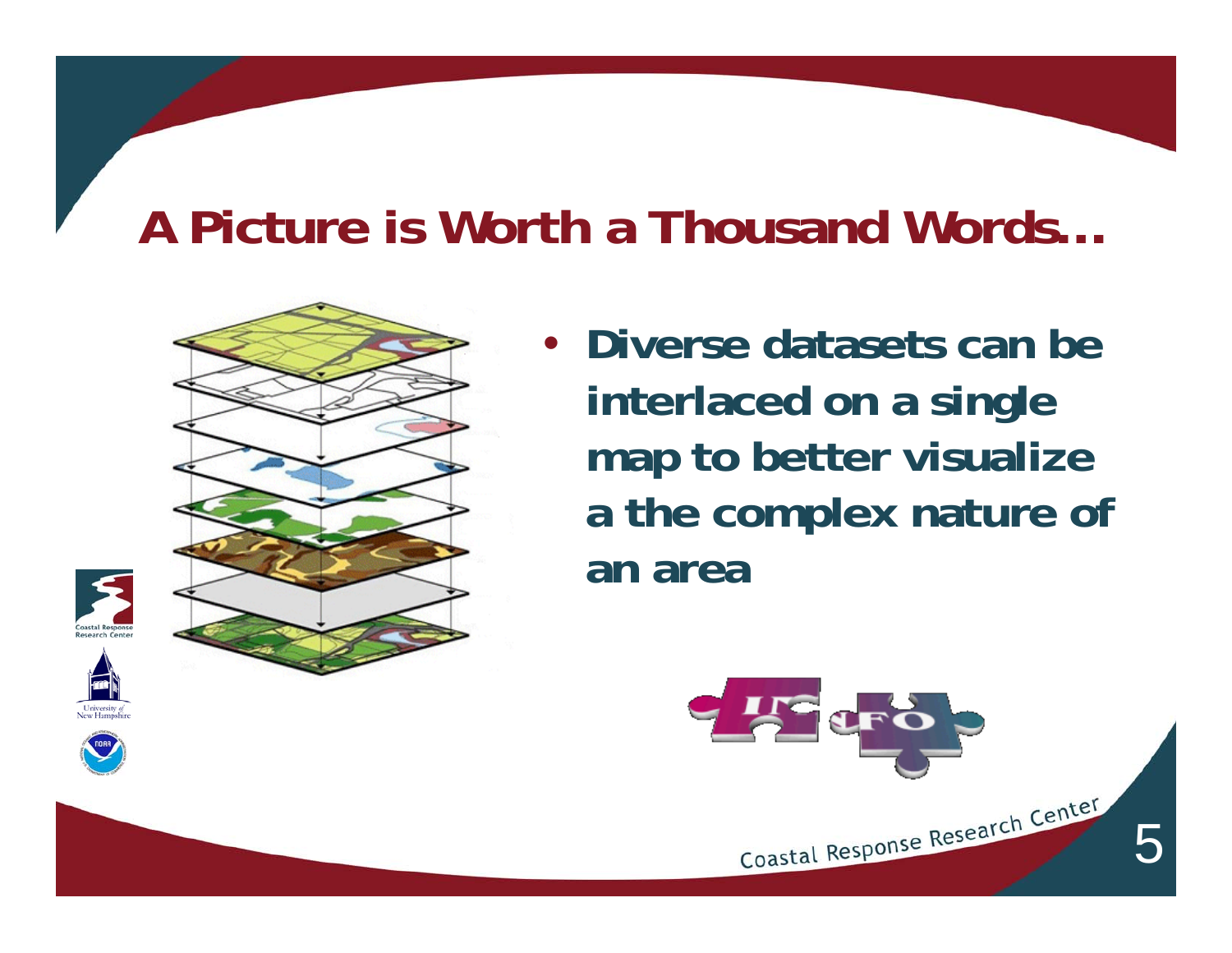# A Picture is Worth a Thousand Words…

- Diverse datasets can be interlaced on a single map to better visualize a the complex nature of an area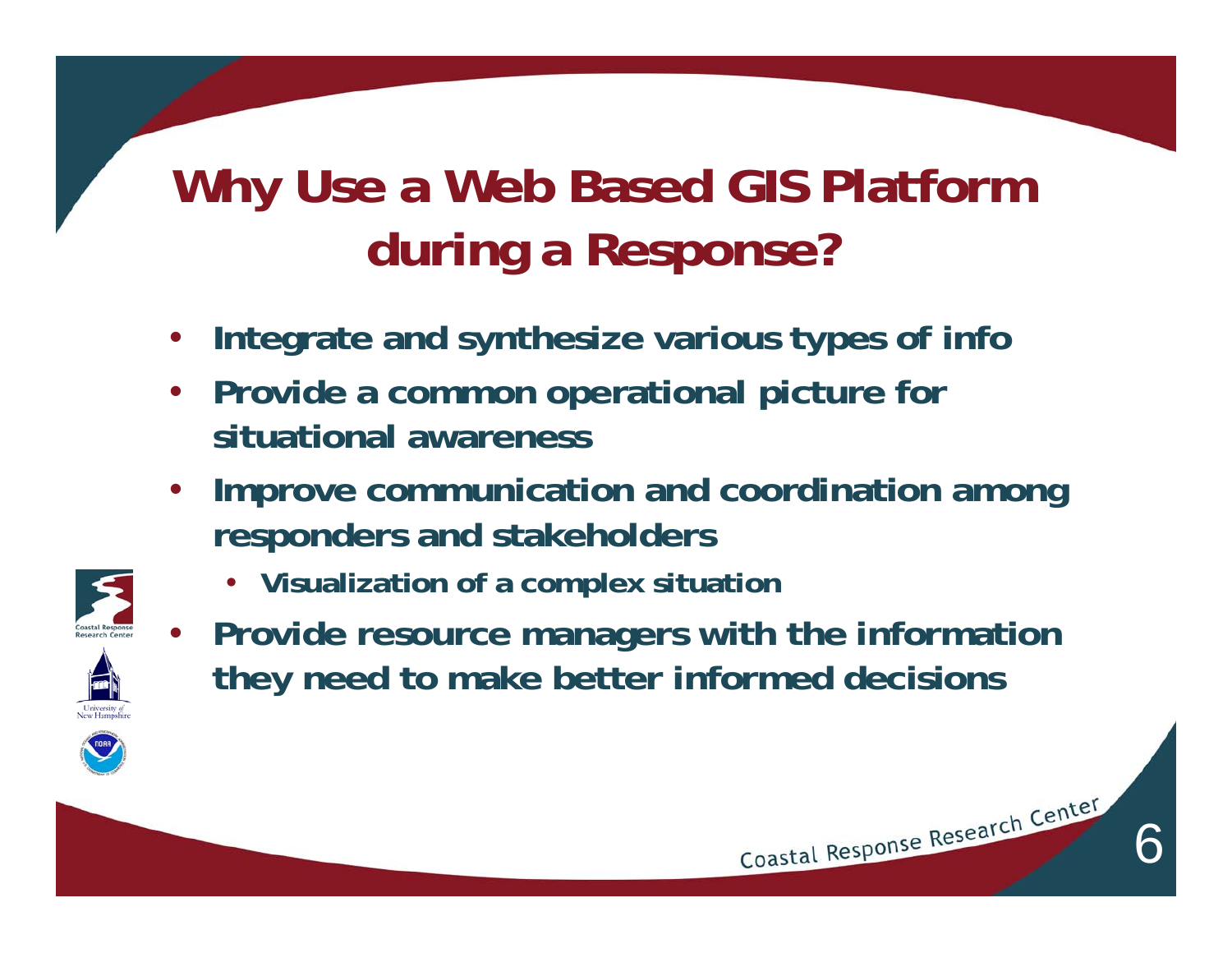# Why Use a Web Based GIS Platform during a Response?

- Integrate and synthesize various types of info
- Provide a common operational picture for situational awareness
- Improve communication and coordination among responders and stakeholders
  - Visualization of a complex situation
- Provide resource managers with the information they need to make better informed decisions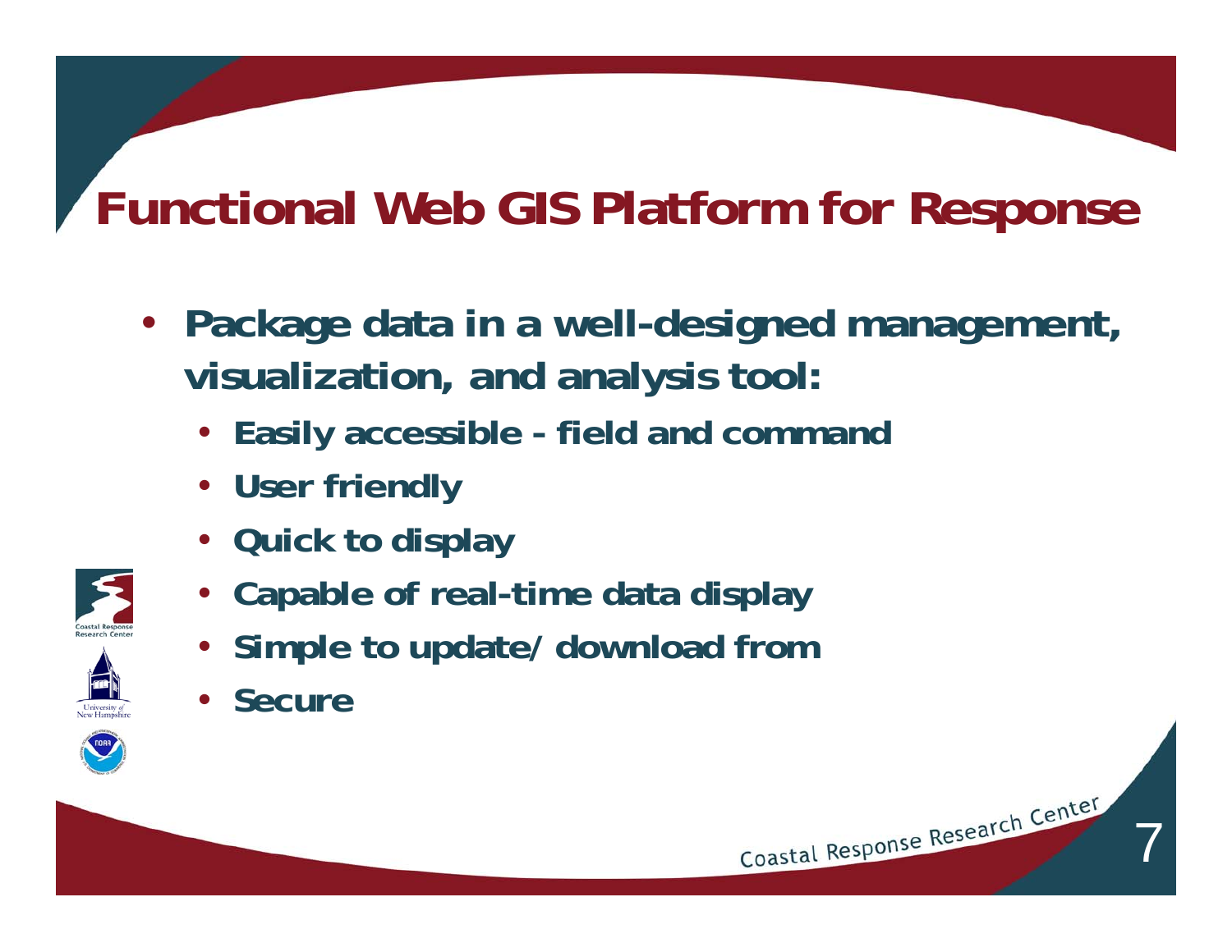# Functional Web GIS Platform for Response

- Package data in a well-designed management, visualization, and analysis tool:
  - Easily accessible - field and command
  - User friendly
  - Quick to display
  - Capable of real-time data display
  - Simple to update/ download from
  - Secure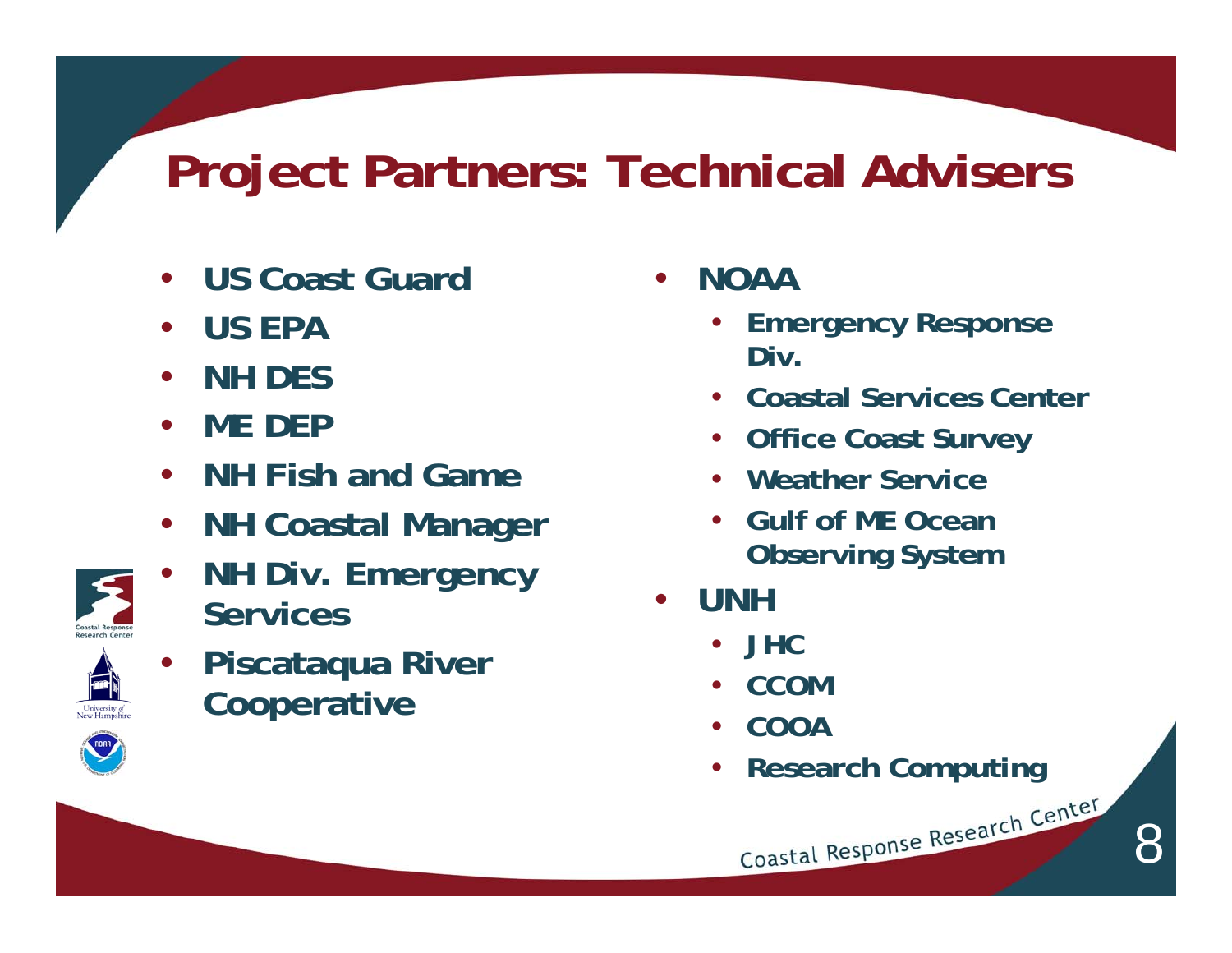# Project Partners: Technical Advisers

- US Coast Guard
- US EPA
- NH DES
- ME DEP
- NH Fish and Game
- NH Coastal Manager
- NH Div. Emergency Services
- Piscataqua River Cooperative
- NOAA
  - Emergency Response Div.
  - Coastal Services Center
  - Office Coast Survey
  - Weather Service
  - Gulf of ME Ocean Observing System
- UNH
  - JHC
  - CCOM
  - COOA
  - Research Computing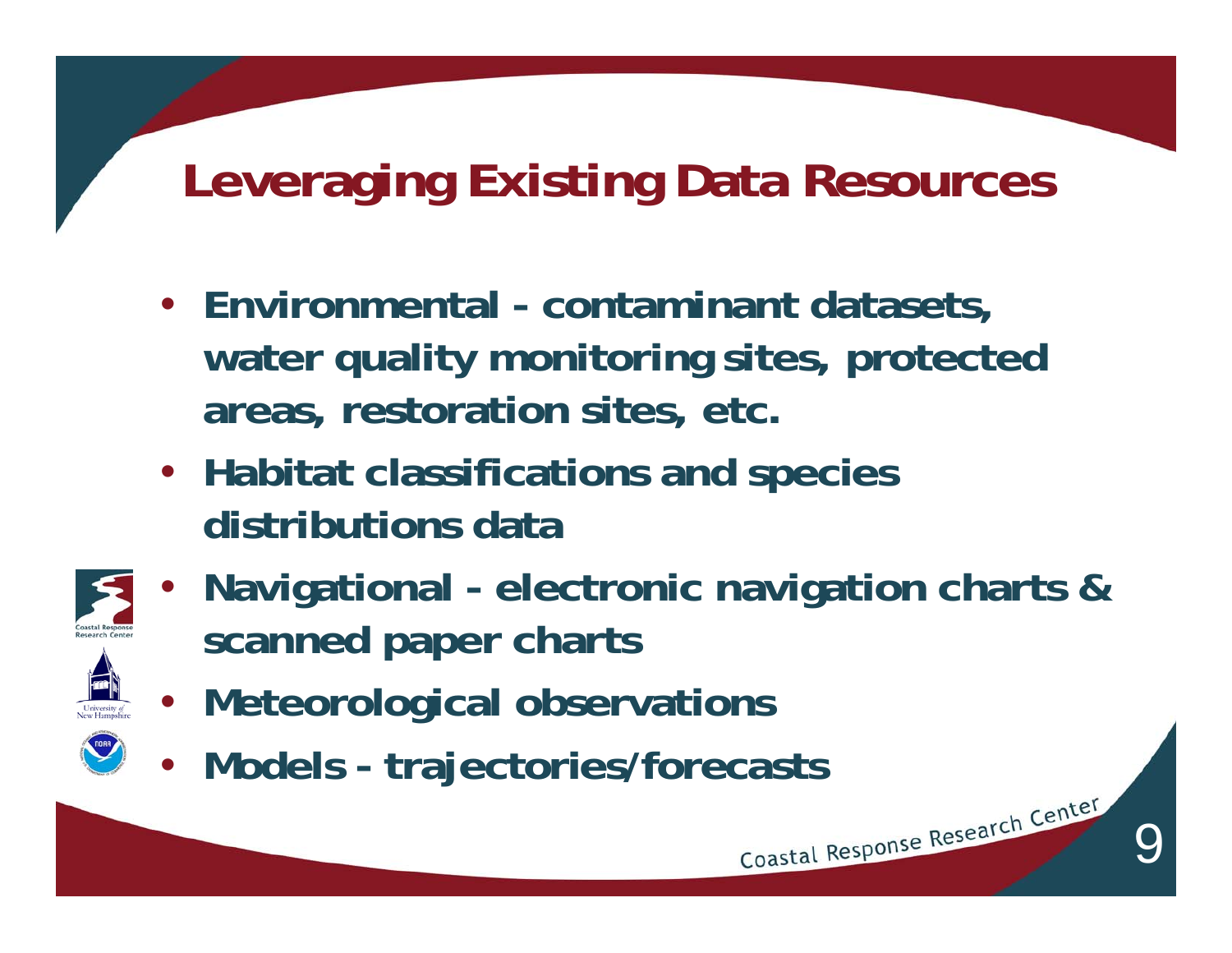# Leveraging Existing Data Resources

- Environmental - contaminant datasets, water quality monitoring sites, protected areas, restoration sites, etc.
- Habitat classifications and species distributions data
- Navigational - electronic navigation charts & scanned paper charts
- Meteorological observations
- Models - trajectories/forecasts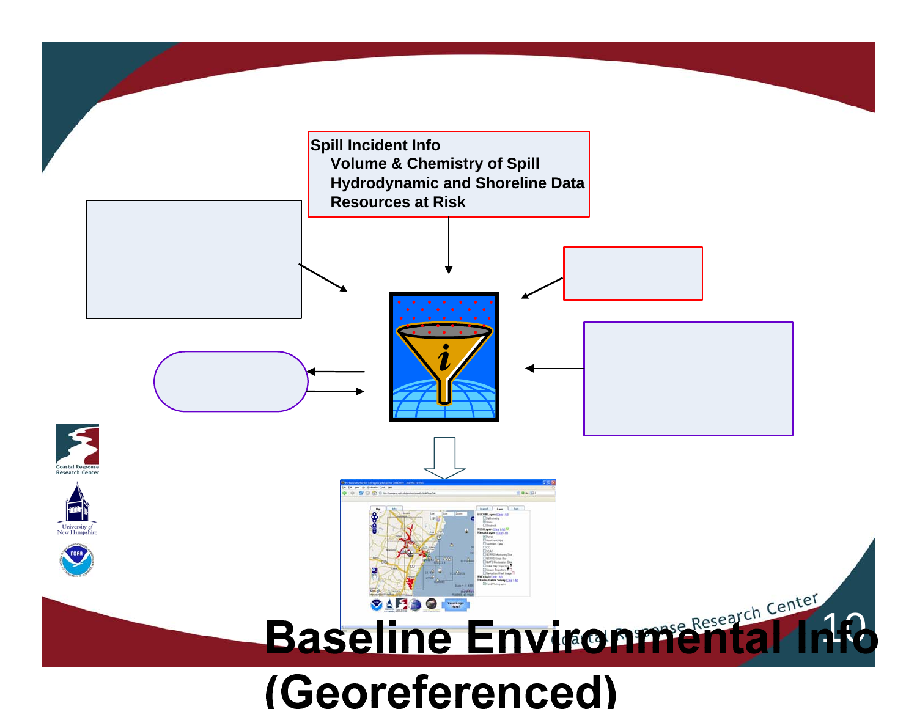Spill Incident Info

- Volume & Chemistry of Spill
- Hydrodynamic and Shoreline Data
- Resources at Risk

# Baseline Environmental Info (Georeferenced)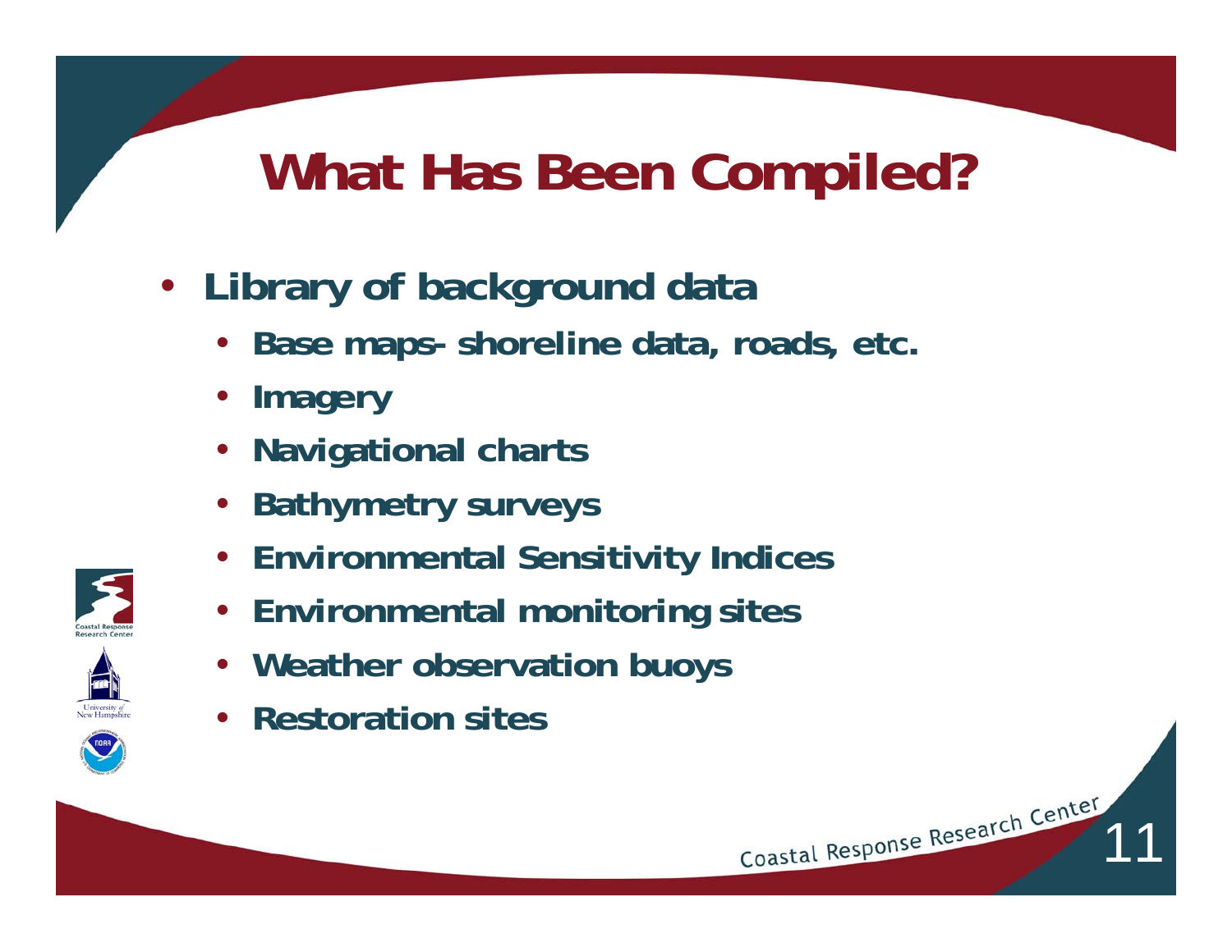# What Has Been Compiled?

- Library of background data
  - Base maps- shoreline data, roads, etc.
  - Imagery
  - Navigational charts
  - Bathymetry surveys
  - Environmental Sensitivity Indices
  - Environmental monitoring sites
  - Weather observation buoys
  - Restoration sites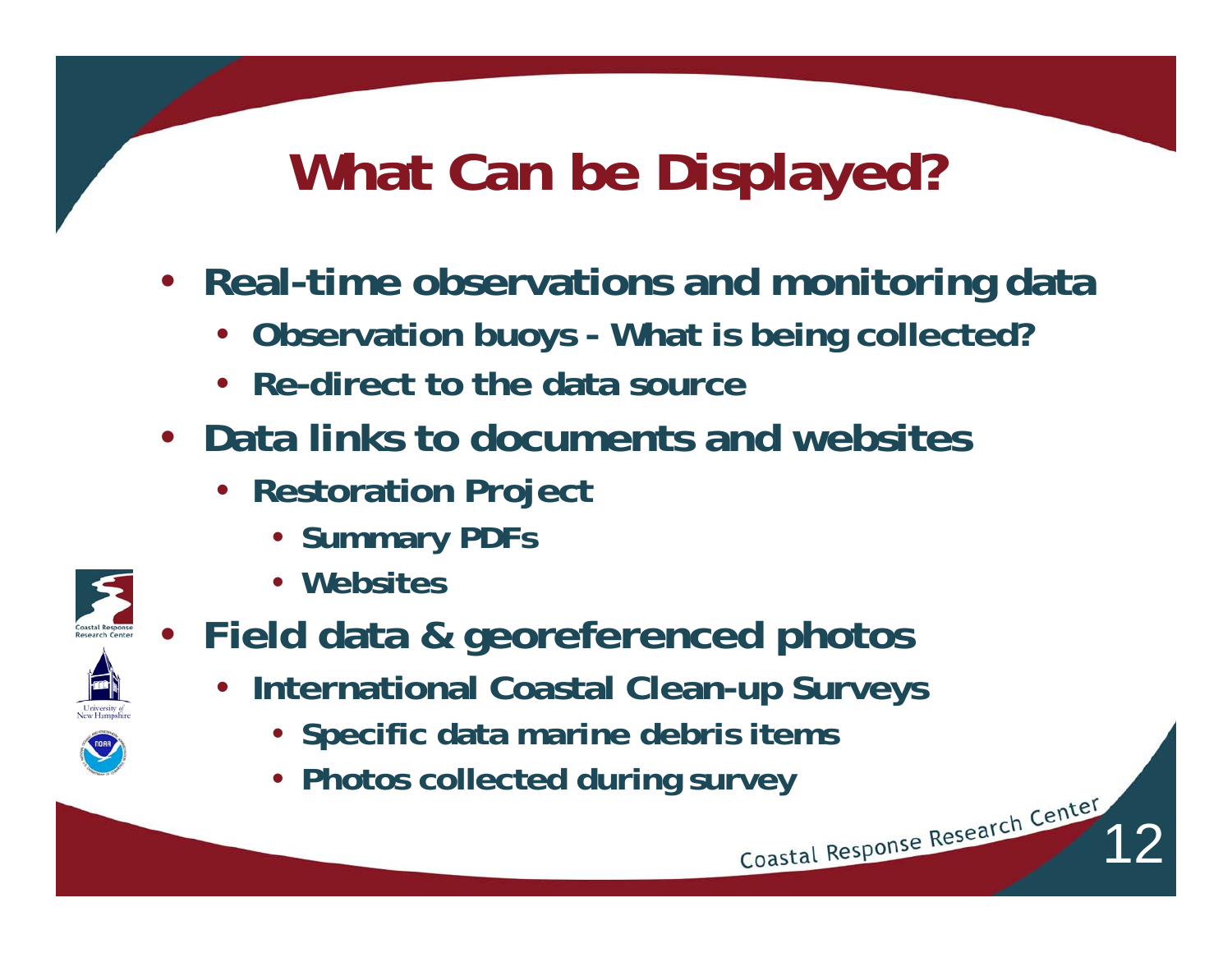# What Can be Displayed?

- Real-time observations and monitoring data
  - Observation buoys - What is being collected?
  - Re-direct to the data source
- Data links to documents and websites
  - Restoration Project
    - Summary PDFs
    - Websites
- Field data & georeferenced photos
  - International Coastal Clean-up Surveys
    - Specific data marine debris items
    - Photos collected during survey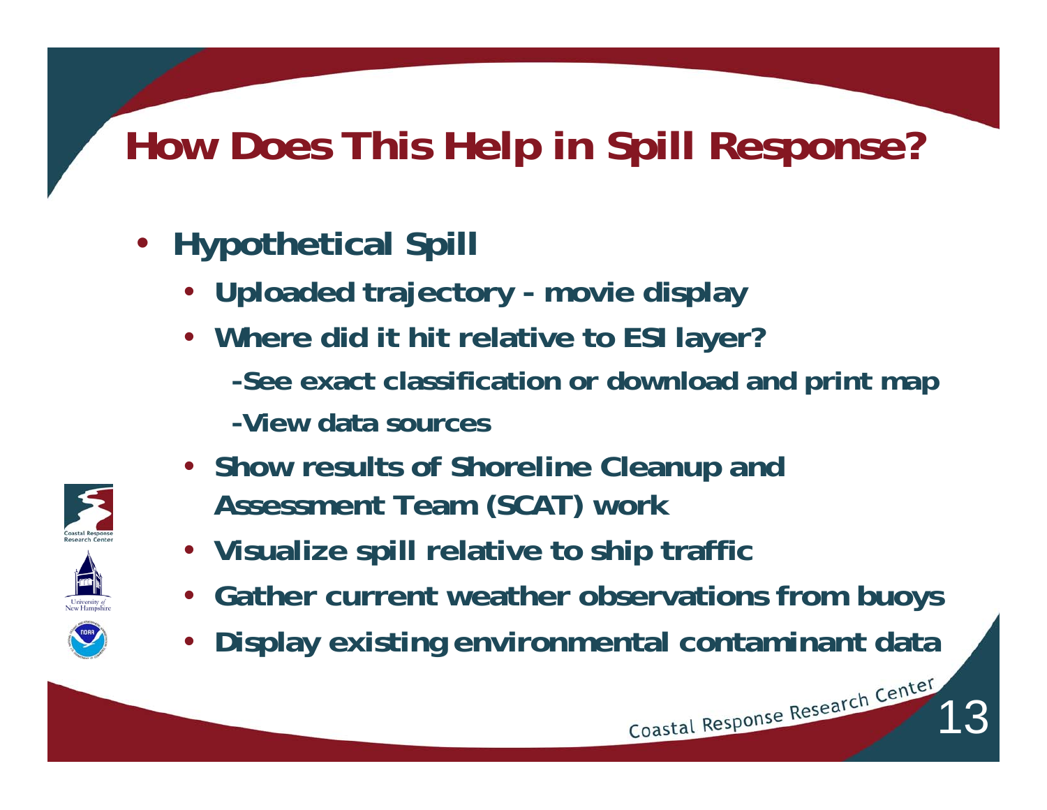# How Does This Help in Spill Response?

- **Hypothetical Spill**
  - **Uploaded trajectory - movie display**
  - **Where did it hit relative to ESI layer?**
    - **-See exact classification or download and print map**
    - **-View data sources**
  - **Show results of Shoreline Cleanup and Assessment Team (SCAT) work**
  - **Visualize spill relative to ship traffic**
  - **Gather current weather observations from buoys**
  - **Display existing environmental contaminant data**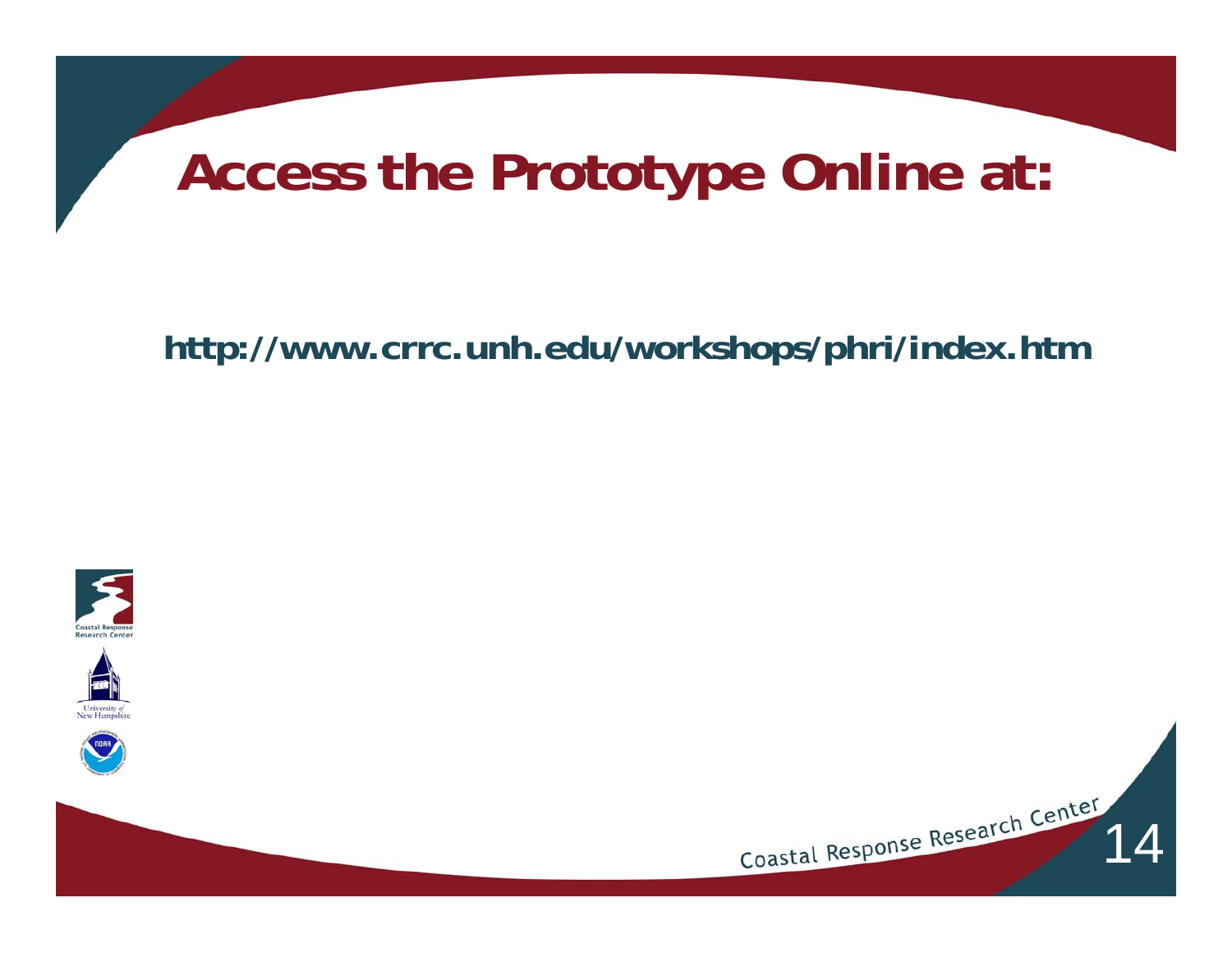# Access the Prototype Online at:

**http://www.crrc.unh.edu/workshops/phri/index.htm**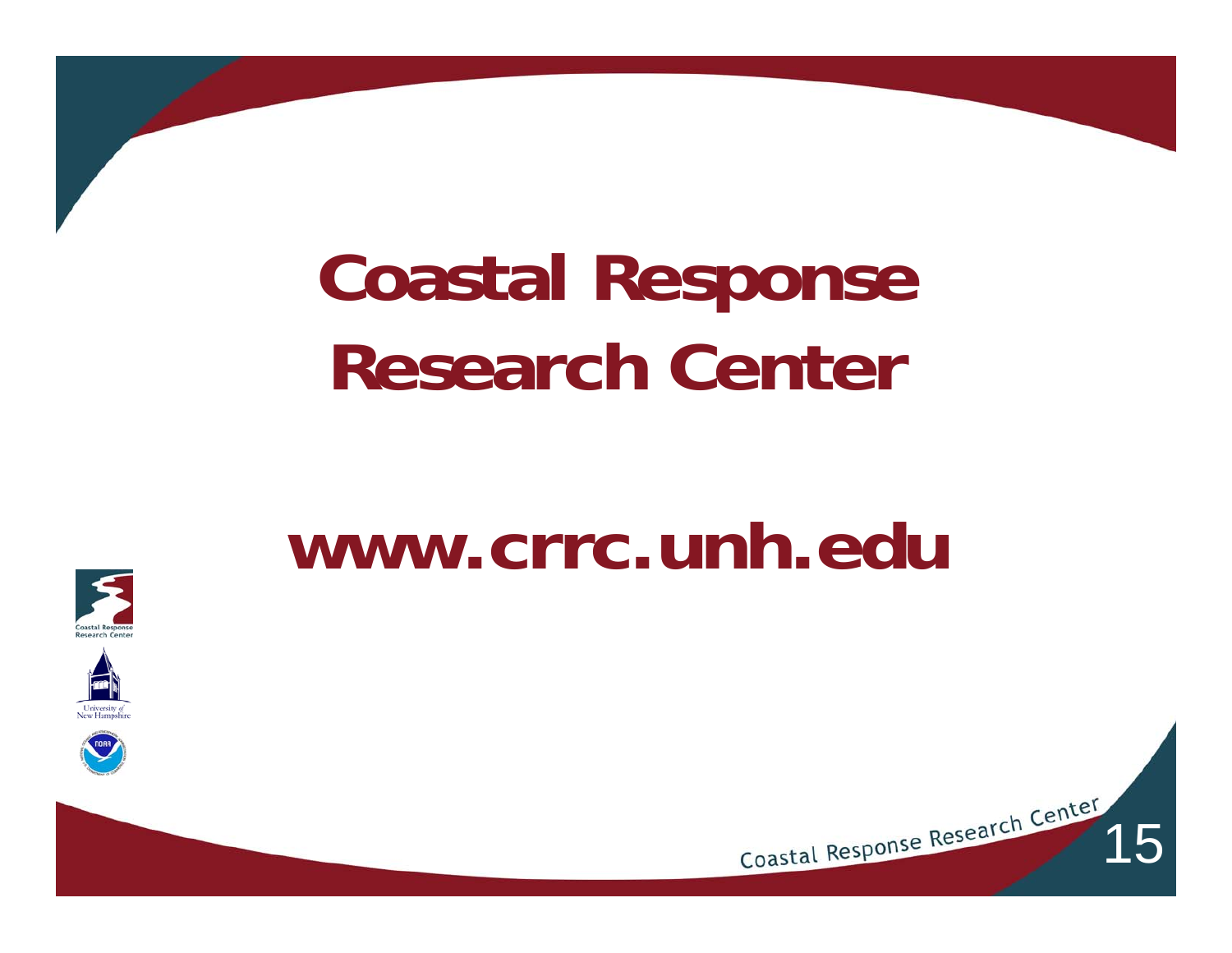# Coastal Response Research Center

**www.crrc.unh.edu**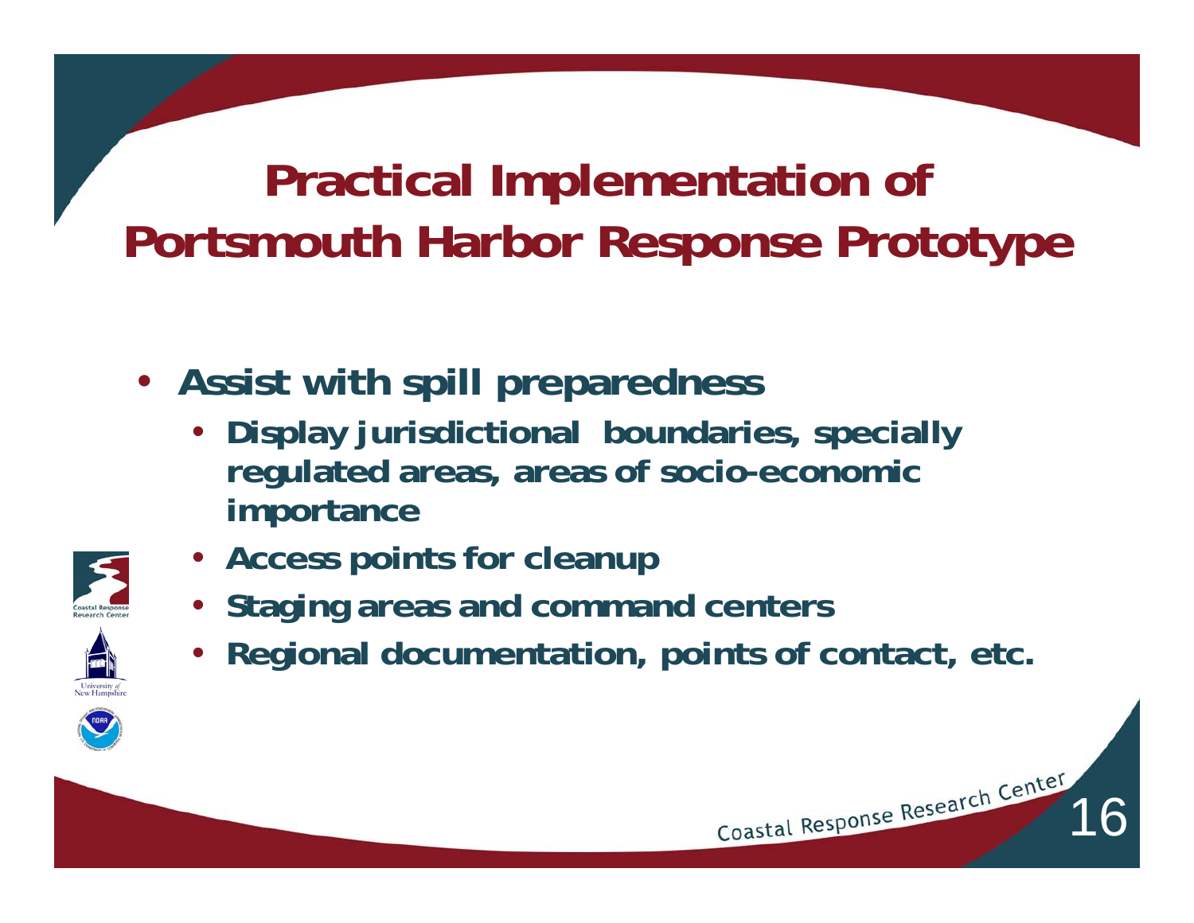# Practical Implementation of Portsmouth Harbor Response Prototype

- **Assist with spill preparedness**
  - **Display jurisdictional boundaries, specially regulated areas, areas of socio-economic importance**
  - **Access points for cleanup**
  - **Staging areas and command centers**
  - **Regional documentation, points of contact, etc.**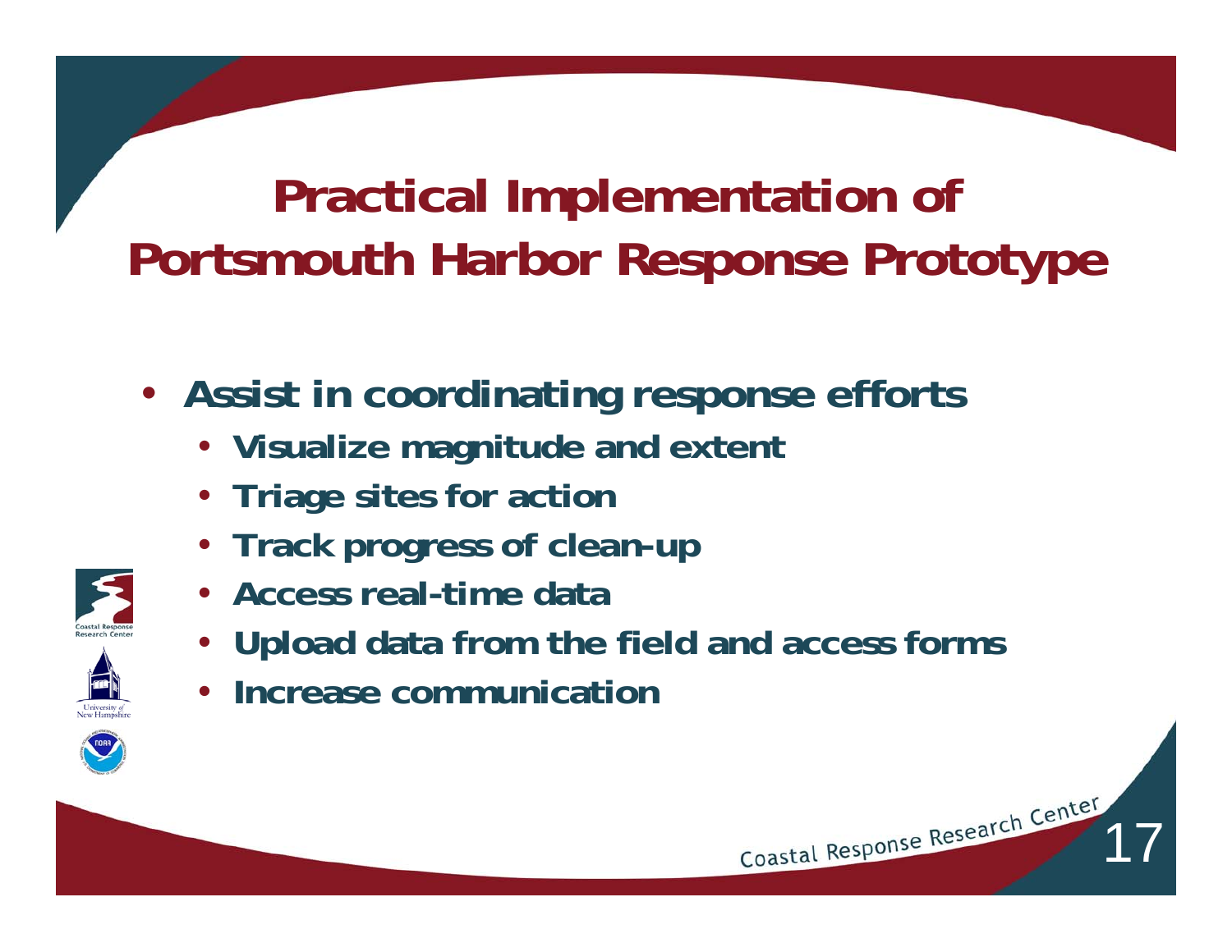# Practical Implementation of Portsmouth Harbor Response Prototype

- **Assist in coordinating response efforts**
  - **Visualize magnitude and extent**
  - **Triage sites for action**
  - **Track progress of clean-up**
  - **Access real-time data**
  - **Upload data from the field and access forms**
  - **Increase communication**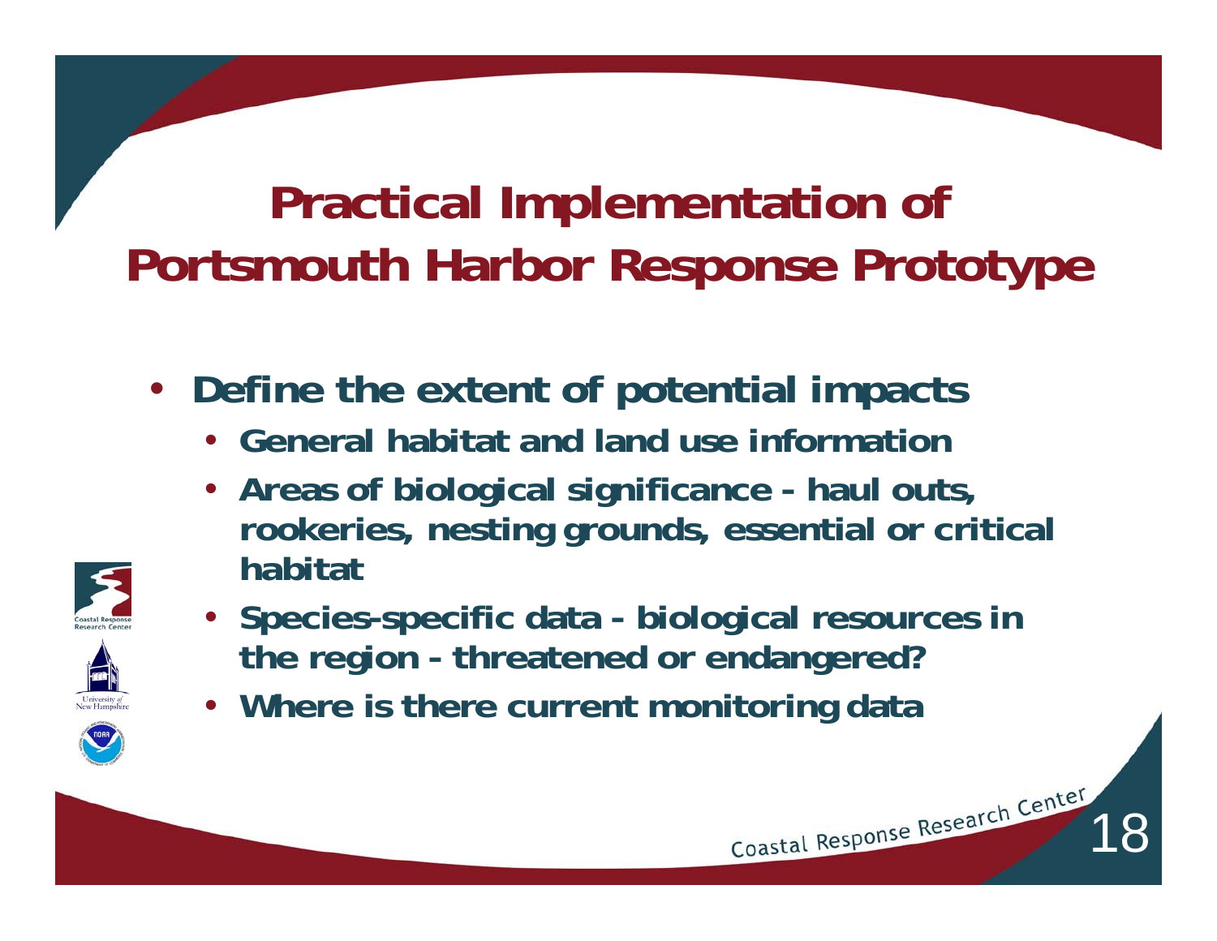# Practical Implementation of Portsmouth Harbor Response Prototype

- **Define the extent of potential impacts**
  - **General habitat and land use information**
  - **Areas of biological significance - haul outs, rookeries, nesting grounds, essential or critical habitat**
  - **Species-specific data - biological resources in the region - threatened or endangered?**
  - **Where is there current monitoring data**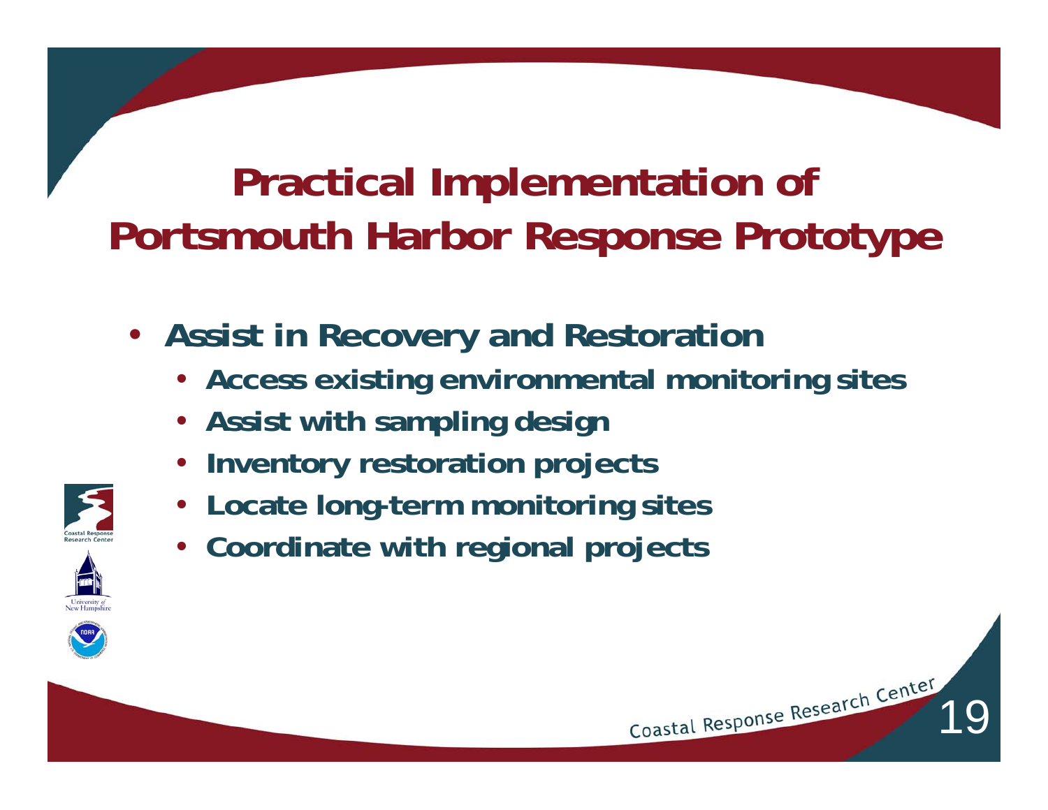# Practical Implementation of Portsmouth Harbor Response Prototype

- **Assist in Recovery and Restoration**
  - **Access existing environmental monitoring sites**
  - **Assist with sampling design**
  - **Inventory restoration projects**
  - **Locate long-term monitoring sites**
  - **Coordinate with regional projects**